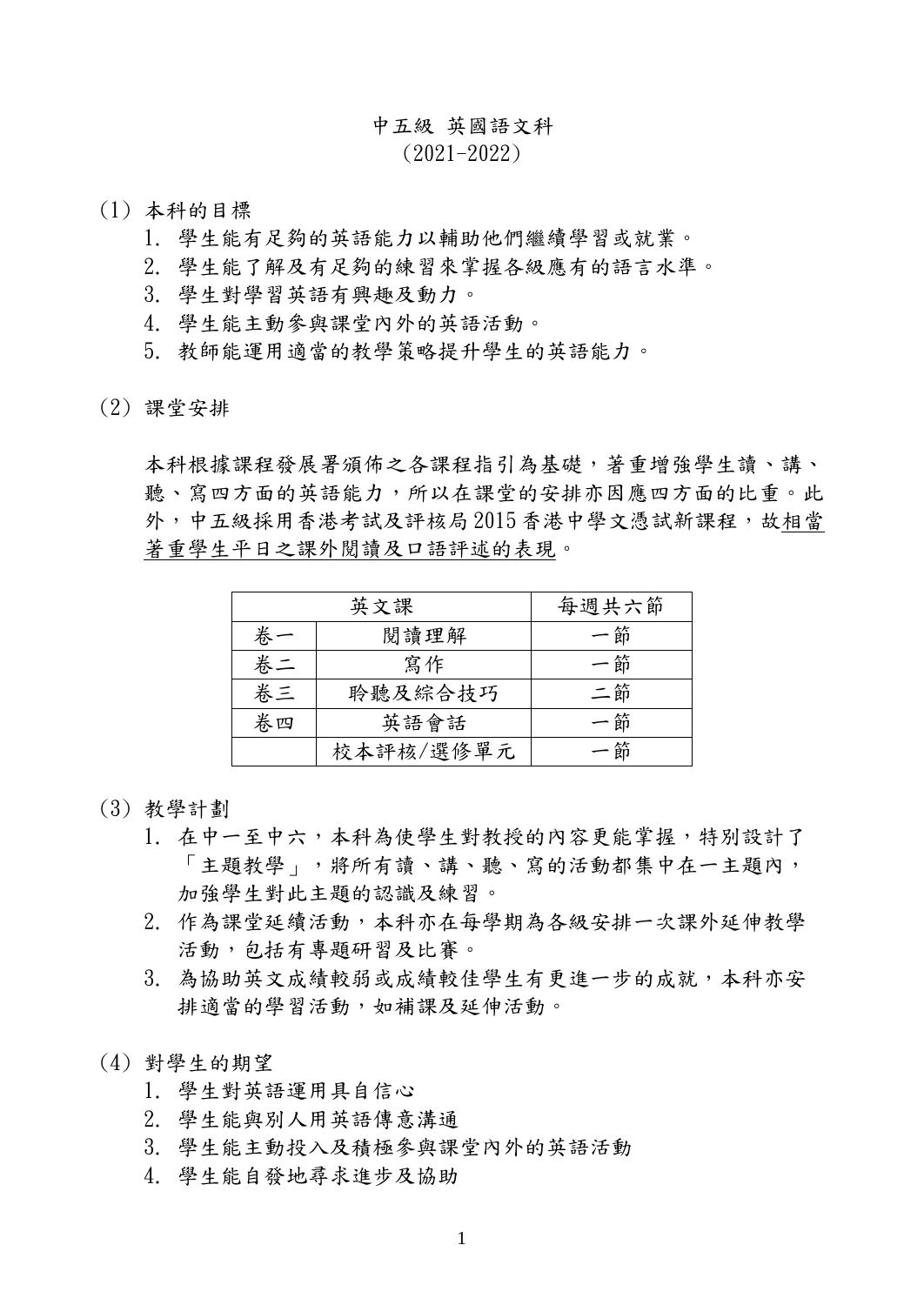# 中五級 英國語文科
# (2021-2022)

(1) 本科的目標

1. 學生能有足夠的英語能力以輔助他們繼續學習或就業。
2. 學生能了解及有足夠的練習來掌握各級應有的語言水準。
3. 學生對學習英語有興趣及動力。
4. 學生能主動參與課堂內外的英語活動。
5. 教師能運用適當的教學策略提升學生的英語能力。

(2) 課堂安排

本科根據課程發展署頒佈之各課程指引為基礎，著重增強學生讀、講、聽、寫四方面的英語能力，所以在課堂的安排亦因應四方面的比重。此外，中五級採用香港考試及評核局 2015 香港中學文憑試新課程，故<u>相當著重學生平日之課外閱讀及口語評述的表現</u>。

| 英文課 | | 每週共六節 |
|---|---|---|
| 卷一 | 閱讀理解 | 一節 |
| 卷二 | 寫作 | 一節 |
| 卷三 | 聆聽及綜合技巧 | 二節 |
| 卷四 | 英語會話 | 一節 |
| | 校本評核/選修單元 | 一節 |

(3) 教學計劃

1. 在中一至中六，本科為使學生對教授的內容更能掌握，特別設計了「主題教學」，將所有讀、講、聽、寫的活動都集中在一主題內，加強學生對此主題的認識及練習。
2. 作為課堂延續活動，本科亦在每學期為各級安排一次課外延伸教學活動，包括有專題研習及比賽。
3. 為協助英文成績較弱或成績較佳學生有更進一步的成就，本科亦安排適當的學習活動，如補課及延伸活動。

(4) 對學生的期望

1. 學生對英語運用具自信心
2. 學生能與別人用英語傳意溝通
3. 學生能主動投入及積極參與課堂內外的英語活動
4. 學生能自發地尋求進步及協助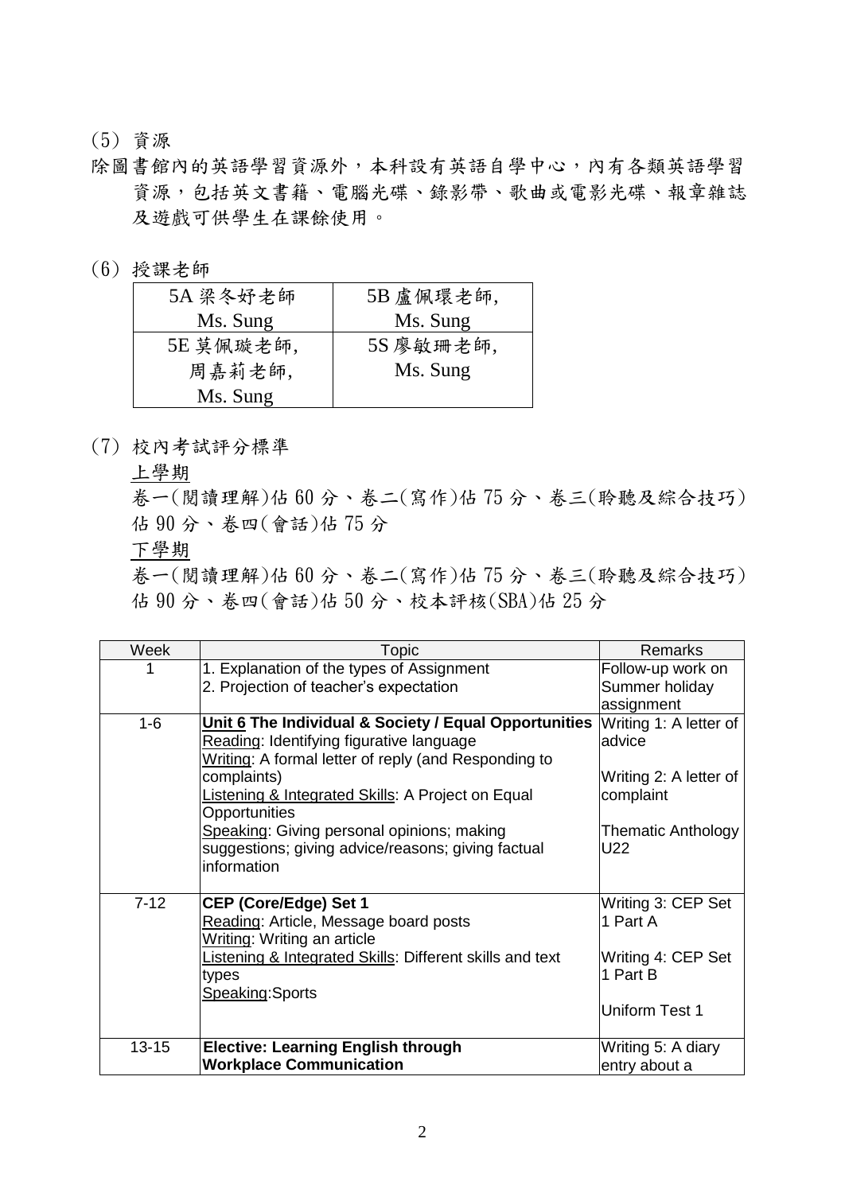(5) 資源

除圖書館內的英語學習資源外，本科設有英語自學中心，內有各類英語學習資源，包括英文書籍、電腦光碟、錄影帶、歌曲或電影光碟、報章雜誌及遊戲可供學生在課餘使用。

(6) 授課老師

| 5A 梁冬妤老師<br>Ms. Sung | 5B 盧佩環老師,<br>Ms. Sung |
|---|---|
| 5E 莫佩璇老師,<br>周嘉莉老師,<br>Ms. Sung | 5S 廖敏珊老師,<br>Ms. Sung |

(7) 校內考試評分標準

<u>上學期</u>

卷一(閱讀理解)佔 60 分、卷二(寫作)佔 75 分、卷三(聆聽及綜合技巧)佔 90 分、卷四(會話)佔 75 分

<u>下學期</u>

卷一(閱讀理解)佔 60 分、卷二(寫作)佔 75 分、卷三(聆聽及綜合技巧)佔 90 分、卷四(會話)佔 50 分、校本評核(SBA)佔 25 分

| Week | Topic | Remarks |
|---|---|---|
| 1 | 1. Explanation of the types of Assignment<br>2. Projection of teacher's expectation | Follow-up work on Summer holiday assignment |
| 1-6 | **<u>Unit 6</u> The Individual & Society / Equal Opportunities**<br><u>Reading</u>: Identifying figurative language<br><u>Writing</u>: A formal letter of reply (and Responding to complaints)<br><u>Listening & Integrated Skills</u>: A Project on Equal Opportunities<br><u>Speaking</u>: Giving personal opinions; making suggestions; giving advice/reasons; giving factual information | Writing 1: A letter of advice<br><br>Writing 2: A letter of complaint<br><br>Thematic Anthology U22 |
| 7-12 | **CEP (Core/Edge) Set 1**<br><u>Reading</u>: Article, Message board posts<br><u>Writing</u>: Writing an article<br><u>Listening & Integrated Skills</u>: Different skills and text types<br><u>Speaking</u>:Sports | Writing 3: CEP Set 1 Part A<br><br>Writing 4: CEP Set 1 Part B<br><br>Uniform Test 1 |
| 13-15 | **Elective: Learning English through Workplace Communication** | Writing 5: A diary entry about a |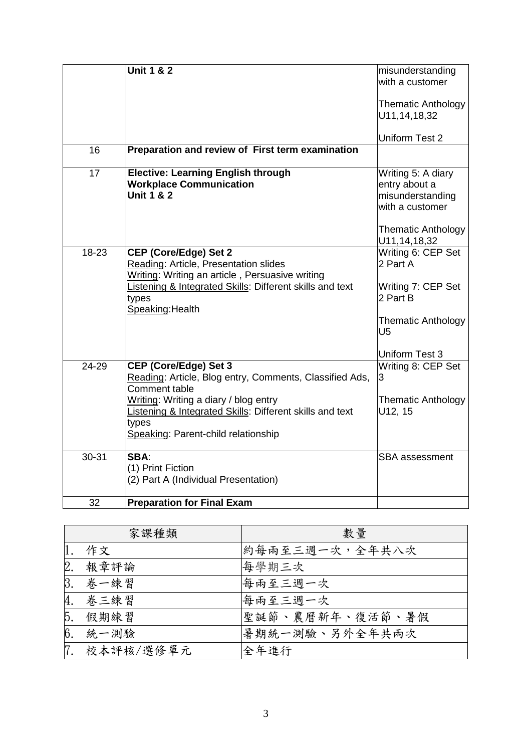| | | |
|---|---|---|
| | **Unit 1 & 2** | misunderstanding with a customer<br><br>Thematic Anthology U11,14,18,32<br><br>Uniform Test 2 |
| 16 | **Preparation and review of First term examination** | |
| 17 | **Elective: Learning English through Workplace Communication**<br>**Unit 1 & 2** | Writing 5: A diary entry about a misunderstanding with a customer<br><br>Thematic Anthology U11,14,18,32 |
| 18-23 | **CEP (Core/Edge) Set 2**<br>Reading: Article, Presentation slides<br>Writing: Writing an article , Persuasive writing<br>Listening & Integrated Skills: Different skills and text types<br>Speaking:Health | Writing 6: CEP Set 2 Part A<br><br>Writing 7: CEP Set 2 Part B<br><br>Thematic Anthology U5<br><br>Uniform Test 3 |
| 24-29 | **CEP (Core/Edge) Set 3**<br>Reading: Article, Blog entry, Comments, Classified Ads, Comment table<br>Writing: Writing a diary / blog entry<br>Listening & Integrated Skills: Different skills and text types<br>Speaking: Parent-child relationship | Writing 8: CEP Set 3<br><br>Thematic Anthology U12, 15 |
| 30-31 | **SBA**:<br>(1) Print Fiction<br>(2) Part A (Individual Presentation) | SBA assessment |
| 32 | **Preparation for Final Exam** | |

| 家課種類 | 數量 |
|---|---|
| 1. 作文 | 約每兩至三週一次，全年共八次 |
| 2. 報章評論 | 每學期三次 |
| 3. 卷一練習 | 每兩至三週一次 |
| 4. 卷三練習 | 每兩至三週一次 |
| 5. 假期練習 | 聖誕節、農曆新年、復活節、暑假 |
| 6. 統一測驗 | 暑期統一測驗、另外全年共兩次 |
| 7. 校本評核/選修單元 | 全年進行 |